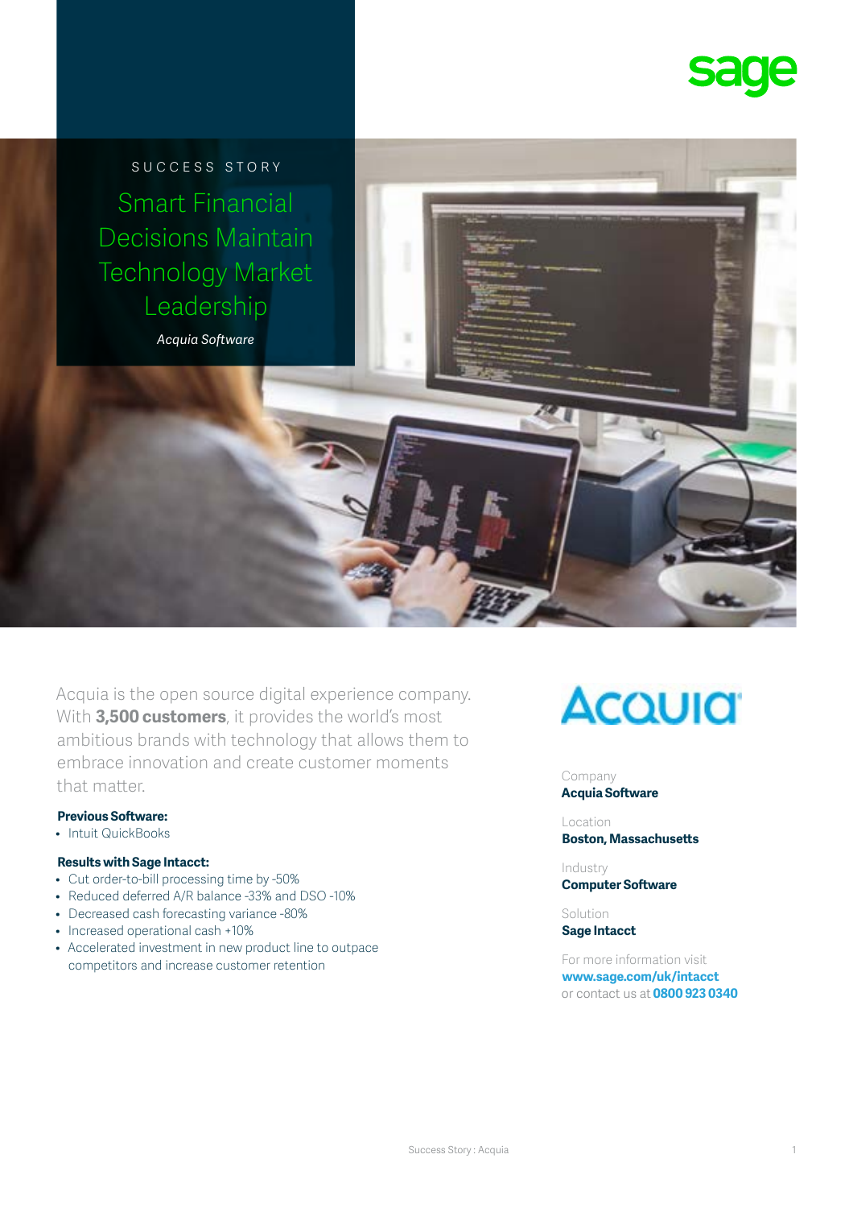SUCCESS STORY

# Smart Financial Decisions Maintain Technology Market Leadership

*Acquia Software*

Acquia is the open source digital experience company. With **3,500 customers**, it provides the world's most ambitious brands with technology that allows them to embrace innovation and create customer moments that matter.

**Previous Software:**

- Intuit QuickBooks

**Results with Sage Intacct:**

- Cut order-to-bill processing time by -50%
- Reduced deferred A/R balance -33% and DSO -10%
- Decreased cash forecasting variance -80%
- Increased operational cash +10%
- Accelerated investment in new product line to outpace competitors and increase customer retention

Company
**Acquia Software**

Location
**Boston, Massachusetts**

Industry
**Computer Software**

Solution
**Sage Intacct**

For more information visit
**www.sage.com/uk/intacct**
or contact us at **0800 923 0340**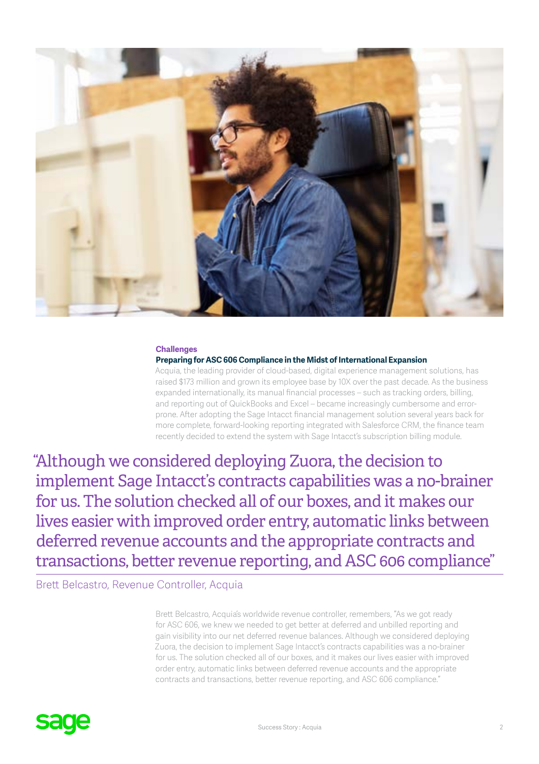## Challenges

### Preparing for ASC 606 Compliance in the Midst of International Expansion

Acquia, the leading provider of cloud-based, digital experience management solutions, has raised $173 million and grown its employee base by 10X over the past decade. As the business expanded internationally, its manual financial processes – such as tracking orders, billing, and reporting out of QuickBooks and Excel – became increasingly cumbersome and error-prone. After adopting the Sage Intacct financial management solution several years back for more complete, forward-looking reporting integrated with Salesforce CRM, the finance team recently decided to extend the system with Sage Intacct's subscription billing module.

> "Although we considered deploying Zuora, the decision to implement Sage Intacct's contracts capabilities was a no-brainer for us. The solution checked all of our boxes, and it makes our lives easier with improved order entry, automatic links between deferred revenue accounts and the appropriate contracts and transactions, better revenue reporting, and ASC 606 compliance"
>
> Brett Belcastro, Revenue Controller, Acquia

Brett Belcastro, Acquia's worldwide revenue controller, remembers, "As we got ready for ASC 606, we knew we needed to get better at deferred and unbilled reporting and gain visibility into our net deferred revenue balances. Although we considered deploying Zuora, the decision to implement Sage Intacct's contracts capabilities was a no-brainer for us. The solution checked all of our boxes, and it makes our lives easier with improved order entry, automatic links between deferred revenue accounts and the appropriate contracts and transactions, better revenue reporting, and ASC 606 compliance."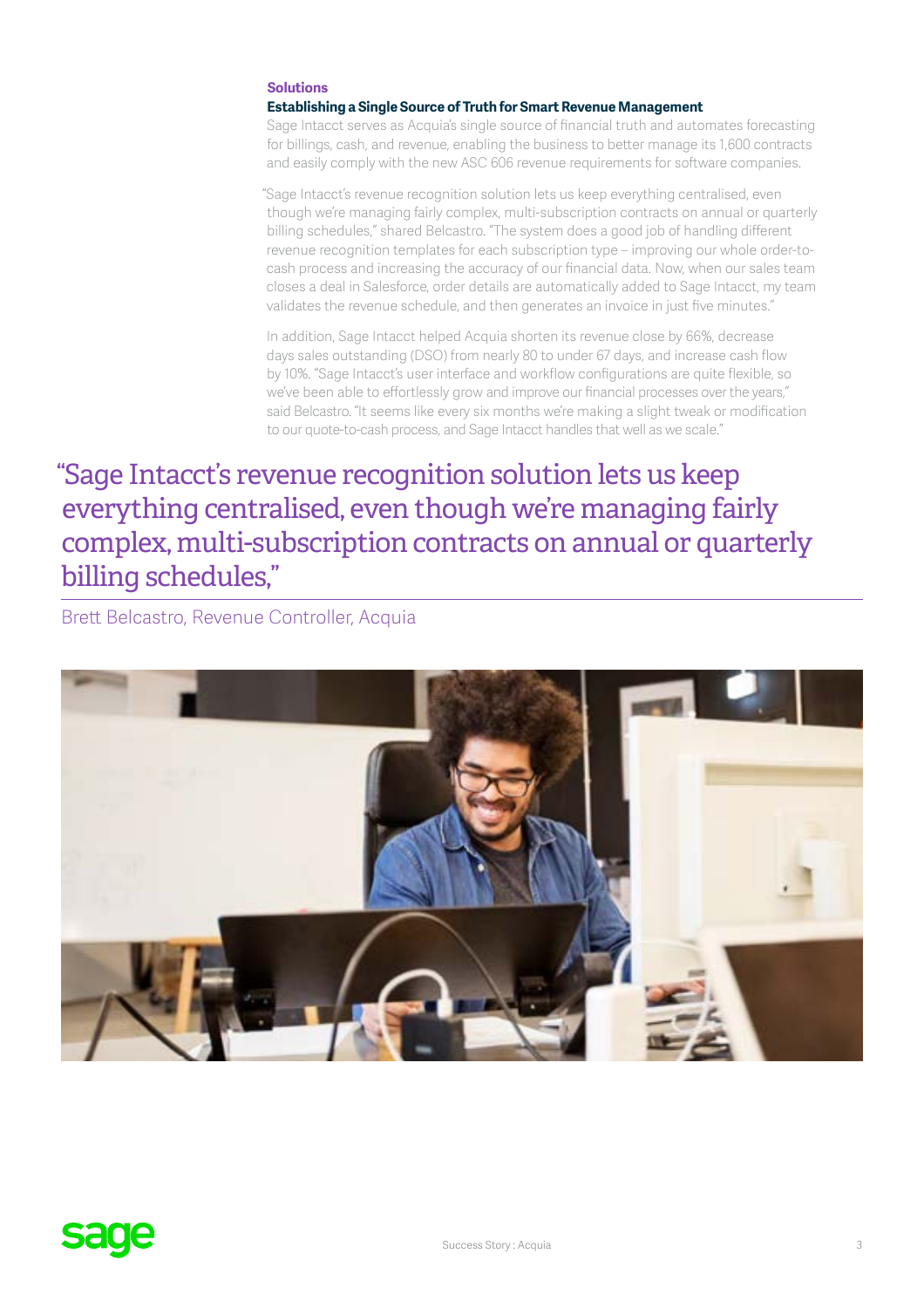## Solutions

### Establishing a Single Source of Truth for Smart Revenue Management

Sage Intacct serves as Acquia's single source of financial truth and automates forecasting for billings, cash, and revenue, enabling the business to better manage its 1,600 contracts and easily comply with the new ASC 606 revenue requirements for software companies.

"Sage Intacct's revenue recognition solution lets us keep everything centralised, even though we're managing fairly complex, multi-subscription contracts on annual or quarterly billing schedules," shared Belcastro. "The system does a good job of handling different revenue recognition templates for each subscription type – improving our whole order-to-cash process and increasing the accuracy of our financial data. Now, when our sales team closes a deal in Salesforce, order details are automatically added to Sage Intacct, my team validates the revenue schedule, and then generates an invoice in just five minutes."

In addition, Sage Intacct helped Acquia shorten its revenue close by 66%, decrease days sales outstanding (DSO) from nearly 80 to under 67 days, and increase cash flow by 10%. "Sage Intacct's user interface and workflow configurations are quite flexible, so we've been able to effortlessly grow and improve our financial processes over the years," said Belcastro. "It seems like every six months we're making a slight tweak or modification to our quote-to-cash process, and Sage Intacct handles that well as we scale."

> "Sage Intacct's revenue recognition solution lets us keep everything centralised, even though we're managing fairly complex, multi-subscription contracts on annual or quarterly billing schedules,"
>
> Brett Belcastro, Revenue Controller, Acquia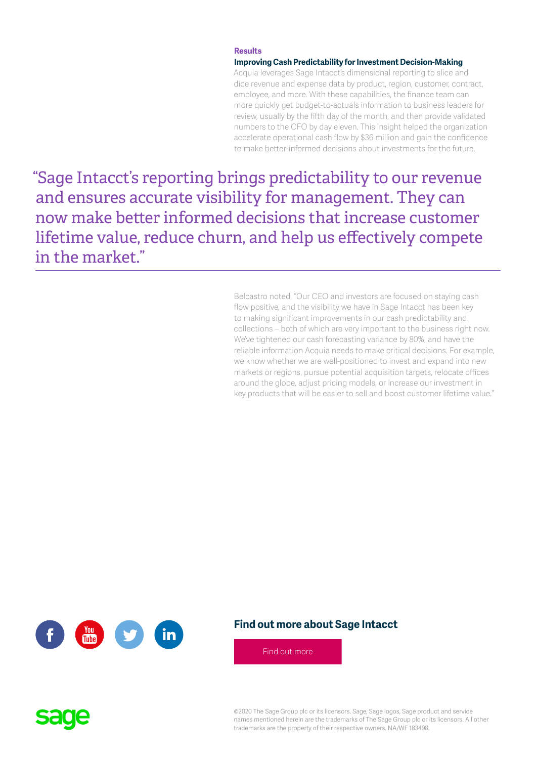**Results**

### Improving Cash Predictability for Investment Decision-Making

Acquia leverages Sage Intacct's dimensional reporting to slice and dice revenue and expense data by product, region, customer, contract, employee, and more. With these capabilities, the finance team can more quickly get budget-to-actuals information to business leaders for review, usually by the fifth day of the month, and then provide validated numbers to the CFO by day eleven. This insight helped the organization accelerate operational cash flow by $36 million and gain the confidence to make better-informed decisions about investments for the future.

> "Sage Intacct's reporting brings predictability to our revenue and ensures accurate visibility for management. They can now make better informed decisions that increase customer lifetime value, reduce churn, and help us effectively compete in the market."

Belcastro noted, "Our CEO and investors are focused on staying cash flow positive, and the visibility we have in Sage Intacct has been key to making significant improvements in our cash predictability and collections – both of which are very important to the business right now. We've tightened our cash forecasting variance by 80%, and have the reliable information Acquia needs to make critical decisions. For example, we know whether we are well-positioned to invest and expand into new markets or regions, pursue potential acquisition targets, relocate offices around the globe, adjust pricing models, or increase our investment in key products that will be easier to sell and boost customer lifetime value."

### Find out more about Sage Intacct

Find out more

sage

©2020 The Sage Group plc or its licensors. Sage, Sage logos, Sage product and service names mentioned herein are the trademarks of The Sage Group plc or its licensors. All other trademarks are the property of their respective owners. NA/WF 183498.